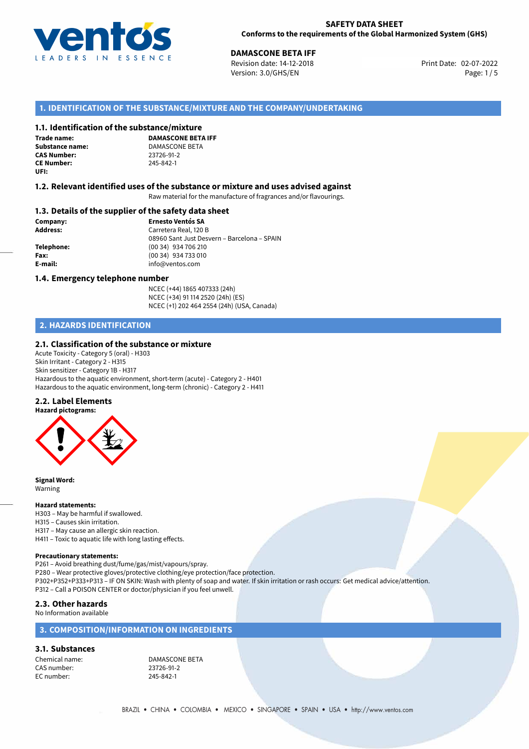**SAFETY DATA SHEET**
**Conforms to the requirements of the Global Harmonized System (GHS)**

**DAMASCONE BETA IFF**
Revision date: 14-12-2018
Version: 3.0/GHS/EN
Print Date: 02-07-2022

## 1. IDENTIFICATION OF THE SUBSTANCE/MIXTURE AND THE COMPANY/UNDERTAKING

### 1.1. Identification of the substance/mixture

**Trade name:** **DAMASCONE BETA IFF**
**Substance name:** DAMASCONE BETA
**CAS Number:** 23726-91-2
**CE Number:** 245-842-1
**UFI:**

### 1.2. Relevant identified uses of the substance or mixture and uses advised against

Raw material for the manufacture of fragrances and/or flavourings.

### 1.3. Details of the supplier of the safety data sheet

**Company:** **Ernesto Ventós SA**
**Address:** Carretera Real, 120 B
08960 Sant Just Desvern – Barcelona – SPAIN
**Telephone:** (00 34) 934 706 210
**Fax:** (00 34) 934 733 010
**E-mail:** info@ventos.com

### 1.4. Emergency telephone number

NCEC (+44) 1865 407333 (24h)
NCEC (+34) 91 114 2520 (24h) (ES)
NCEC (+1) 202 464 2554 (24h) (USA, Canada)

## 2. HAZARDS IDENTIFICATION

### 2.1. Classification of the substance or mixture

Acute Toxicity - Category 5 (oral) - H303
Skin Irritant - Category 2 - H315
Skin sensitizer - Category 1B - H317
Hazardous to the aquatic environment, short-term (acute) - Category 2 - H401
Hazardous to the aquatic environment, long-term (chronic) - Category 2 - H411

### 2.2. Label Elements

**Hazard pictograms:**

**Signal Word:**
Warning

**Hazard statements:**
H303 – May be harmful if swallowed.
H315 – Causes skin irritation.
H317 – May cause an allergic skin reaction.
H411 – Toxic to aquatic life with long lasting effects.

**Precautionary statements:**
P261 – Avoid breathing dust/fume/gas/mist/vapours/spray.
P280 – Wear protective gloves/protective clothing/eye protection/face protection.
P302+P352+P333+P313 – IF ON SKIN: Wash with plenty of soap and water. If skin irritation or rash occurs: Get medical advice/attention.
P312 – Call a POISON CENTER or doctor/physician if you feel unwell.

### 2.3. Other hazards

No Information available

## 3. COMPOSITION/INFORMATION ON INGREDIENTS

### 3.1. Substances

Chemical name: DAMASCONE BETA
CAS number: 23726-91-2
EC number: 245-842-1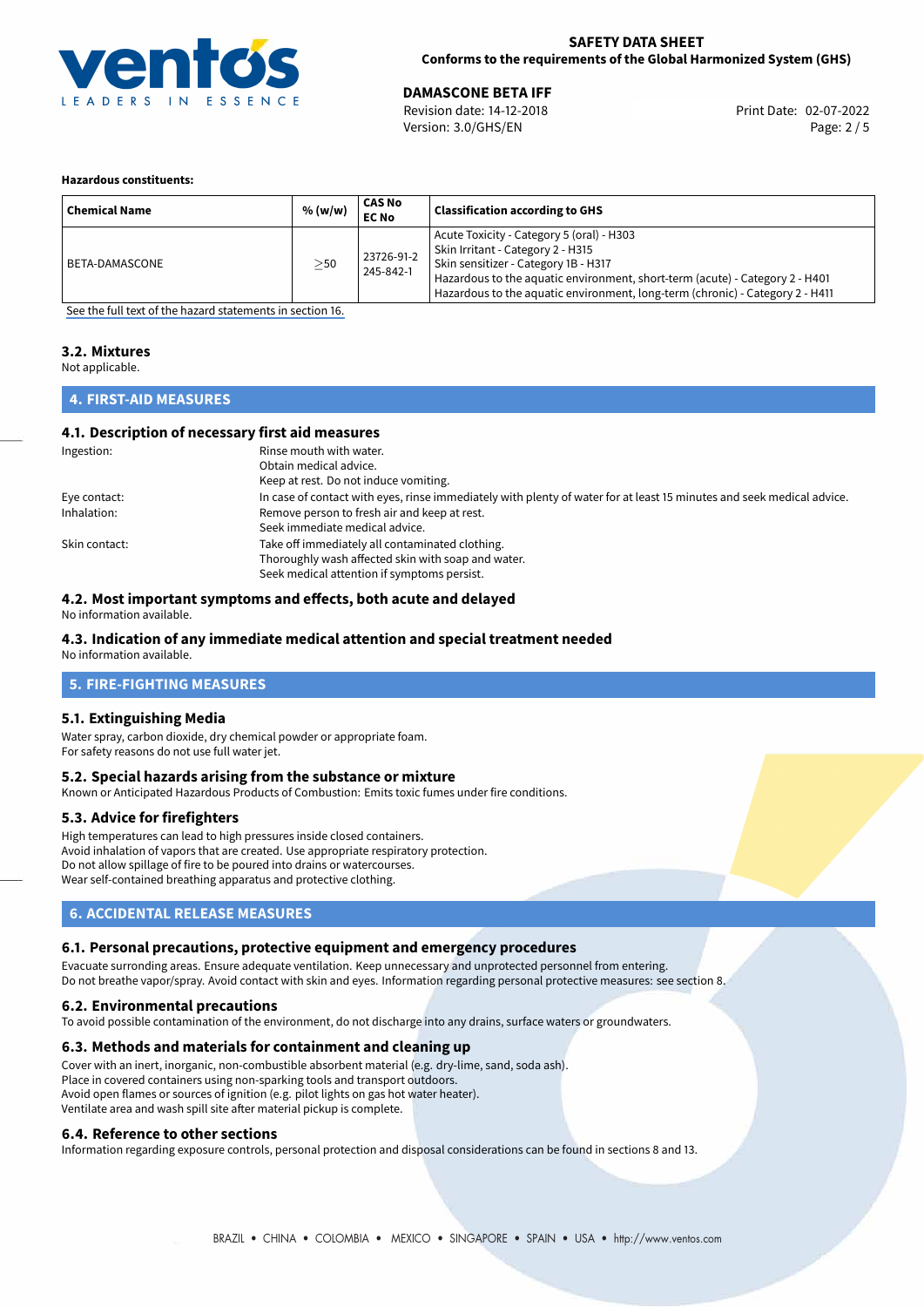#### Hazardous constituents:

| Chemical Name | % (w/w) | CAS No<br>EC No | Classification according to GHS |
|---|---|---|---|
| BETA-DAMASCONE | $\geq$50 | 23726-91-2<br>245-842-1 | Acute Toxicity - Category 5 (oral) - H303<br>Skin Irritant - Category 2 - H315<br>Skin sensitizer - Category 1B - H317<br>Hazardous to the aquatic environment, short-term (acute) - Category 2 - H401<br>Hazardous to the aquatic environment, long-term (chronic) - Category 2 - H411 |

See the full text of the hazard statements in section 16.

### 3.2. Mixtures

Not applicable.

## 4. FIRST-AID MEASURES

### 4.1. Description of necessary first aid measures

Ingestion: Rinse mouth with water.
Obtain medical advice.
Keep at rest. Do not induce vomiting.

Eye contact: In case of contact with eyes, rinse immediately with plenty of water for at least 15 minutes and seek medical advice.

Inhalation: Remove person to fresh air and keep at rest.
Seek immediate medical advice.

Skin contact: Take off immediately all contaminated clothing.
Thoroughly wash affected skin with soap and water.
Seek medical attention if symptoms persist.

### 4.2. Most important symptoms and effects, both acute and delayed

No information available.

### 4.3. Indication of any immediate medical attention and special treatment needed

No information available.

## 5. FIRE-FIGHTING MEASURES

### 5.1. Extinguishing Media

Water spray, carbon dioxide, dry chemical powder or appropriate foam.
For safety reasons do not use full water jet.

### 5.2. Special hazards arising from the substance or mixture

Known or Anticipated Hazardous Products of Combustion: Emits toxic fumes under fire conditions.

### 5.3. Advice for firefighters

High temperatures can lead to high pressures inside closed containers.
Avoid inhalation of vapors that are created. Use appropriate respiratory protection.
Do not allow spillage of fire to be poured into drains or watercourses.
Wear self-contained breathing apparatus and protective clothing.

## 6. ACCIDENTAL RELEASE MEASURES

### 6.1. Personal precautions, protective equipment and emergency procedures

Evacuate surronding areas. Ensure adequate ventilation. Keep unnecessary and unprotected personnel from entering.
Do not breathe vapor/spray. Avoid contact with skin and eyes. Information regarding personal protective measures: see section 8.

### 6.2. Environmental precautions

To avoid possible contamination of the environment, do not discharge into any drains, surface waters or groundwaters.

### 6.3. Methods and materials for containment and cleaning up

Cover with an inert, inorganic, non-combustible absorbent material (e.g. dry-lime, sand, soda ash).
Place in covered containers using non-sparking tools and transport outdoors.
Avoid open flames or sources of ignition (e.g. pilot lights on gas hot water heater).
Ventilate area and wash spill site after material pickup is complete.

### 6.4. Reference to other sections

Information regarding exposure controls, personal protection and disposal considerations can be found in sections 8 and 13.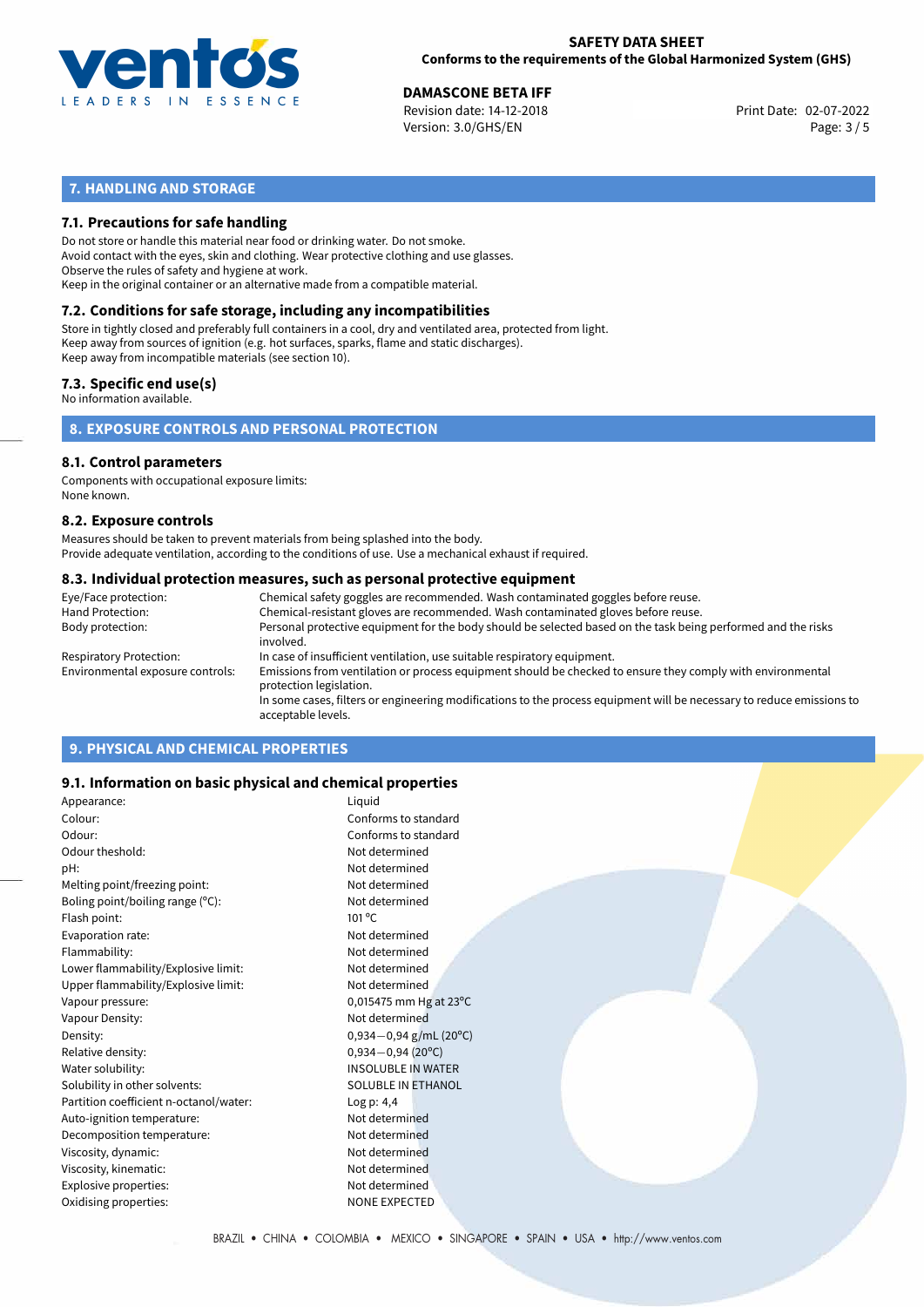## 7. HANDLING AND STORAGE

### 7.1. Precautions for safe handling

Do not store or handle this material near food or drinking water. Do not smoke.
Avoid contact with the eyes, skin and clothing. Wear protective clothing and use glasses.
Observe the rules of safety and hygiene at work.
Keep in the original container or an alternative made from a compatible material.

### 7.2. Conditions for safe storage, including any incompatibilities

Store in tightly closed and preferably full containers in a cool, dry and ventilated area, protected from light.
Keep away from sources of ignition (e.g. hot surfaces, sparks, flame and static discharges).
Keep away from incompatible materials (see section 10).

### 7.3. Specific end use(s)

No information available.

## 8. EXPOSURE CONTROLS AND PERSONAL PROTECTION

### 8.1. Control parameters

Components with occupational exposure limits:
None known.

### 8.2. Exposure controls

Measures should be taken to prevent materials from being splashed into the body.
Provide adequate ventilation, according to the conditions of use. Use a mechanical exhaust if required.

### 8.3. Individual protection measures, such as personal protective equipment

| | |
|---|---|
| Eye/Face protection: | Chemical safety goggles are recommended. Wash contaminated goggles before reuse. |
| Hand Protection: | Chemical-resistant gloves are recommended. Wash contaminated gloves before reuse. |
| Body protection: | Personal protective equipment for the body should be selected based on the task being performed and the risks involved. |
| Respiratory Protection: | In case of insufficient ventilation, use suitable respiratory equipment. |
| Environmental exposure controls: | Emissions from ventilation or process equipment should be checked to ensure they comply with environmental protection legislation. In some cases, filters or engineering modifications to the process equipment will be necessary to reduce emissions to acceptable levels. |

## 9. PHYSICAL AND CHEMICAL PROPERTIES

### 9.1. Information on basic physical and chemical properties

| | |
|---|---|
| Appearance: | Liquid |
| Colour: | Conforms to standard |
| Odour: | Conforms to standard |
| Odour theshold: | Not determined |
| pH: | Not determined |
| Melting point/freezing point: | Not determined |
| Boling point/boiling range (°C): | Not determined |
| Flash point: | 101 °C |
| Evaporation rate: | Not determined |
| Flammability: | Not determined |
| Lower flammability/Explosive limit: | Not determined |
| Upper flammability/Explosive limit: | Not determined |
| Vapour pressure: | 0,015475 mm Hg at 23°C |
| Vapour Density: | Not determined |
| Density: | 0,934−0,94 g/mL (20°C) |
| Relative density: | 0,934−0,94 (20°C) |
| Water solubility: | INSOLUBLE IN WATER |
| Solubility in other solvents: | SOLUBLE IN ETHANOL |
| Partition coefficient n-octanol/water: | Log p: 4,4 |
| Auto-ignition temperature: | Not determined |
| Decomposition temperature: | Not determined |
| Viscosity, dynamic: | Not determined |
| Viscosity, kinematic: | Not determined |
| Explosive properties: | Not determined |
| Oxidising properties: | NONE EXPECTED |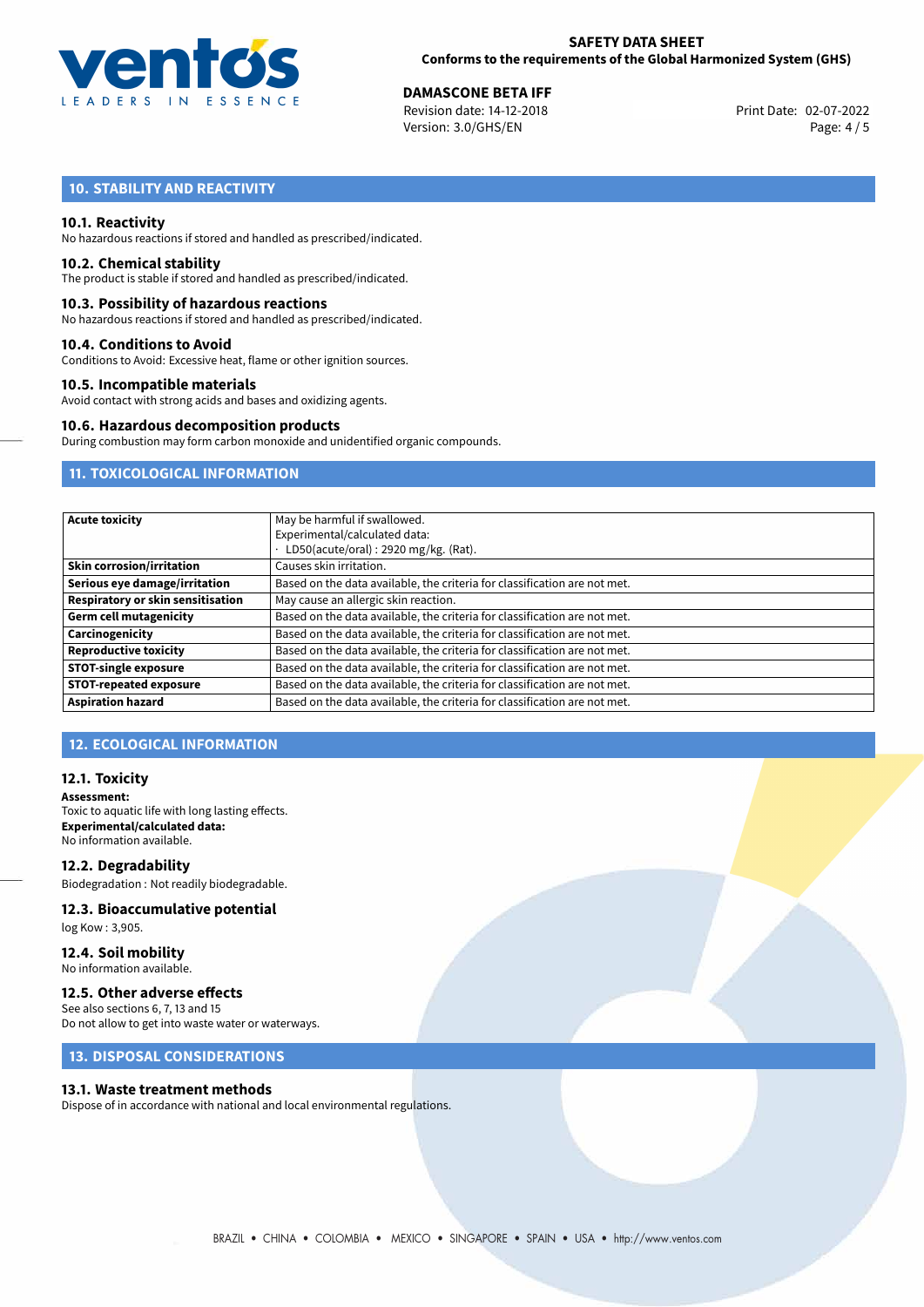## 10. STABILITY AND REACTIVITY

### 10.1. Reactivity
No hazardous reactions if stored and handled as prescribed/indicated.

### 10.2. Chemical stability
The product is stable if stored and handled as prescribed/indicated.

### 10.3. Possibility of hazardous reactions
No hazardous reactions if stored and handled as prescribed/indicated.

### 10.4. Conditions to Avoid
Conditions to Avoid: Excessive heat, flame or other ignition sources.

### 10.5. Incompatible materials
Avoid contact with strong acids and bases and oxidizing agents.

### 10.6. Hazardous decomposition products
During combustion may form carbon monoxide and unidentified organic compounds.

## 11. TOXICOLOGICAL INFORMATION

| | |
|---|---|
| **Acute toxicity** | May be harmful if swallowed.<br>Experimental/calculated data:<br>· LD50(acute/oral) : 2920 mg/kg. (Rat). |
| **Skin corrosion/irritation** | Causes skin irritation. |
| **Serious eye damage/irritation** | Based on the data available, the criteria for classification are not met. |
| **Respiratory or skin sensitisation** | May cause an allergic skin reaction. |
| **Germ cell mutagenicity** | Based on the data available, the criteria for classification are not met. |
| **Carcinogenicity** | Based on the data available, the criteria for classification are not met. |
| **Reproductive toxicity** | Based on the data available, the criteria for classification are not met. |
| **STOT-single exposure** | Based on the data available, the criteria for classification are not met. |
| **STOT-repeated exposure** | Based on the data available, the criteria for classification are not met. |
| **Aspiration hazard** | Based on the data available, the criteria for classification are not met. |

## 12. ECOLOGICAL INFORMATION

### 12.1. Toxicity
**Assessment:**
Toxic to aquatic life with long lasting effects.
**Experimental/calculated data:**
No information available.

### 12.2. Degradability
Biodegradation : Not readily biodegradable.

### 12.3. Bioaccumulative potential
log Kow : 3,905.

### 12.4. Soil mobility
No information available.

### 12.5. Other adverse effects
See also sections 6, 7, 13 and 15
Do not allow to get into waste water or waterways.

## 13. DISPOSAL CONSIDERATIONS

### 13.1. Waste treatment methods
Dispose of in accordance with national and local environmental regulations.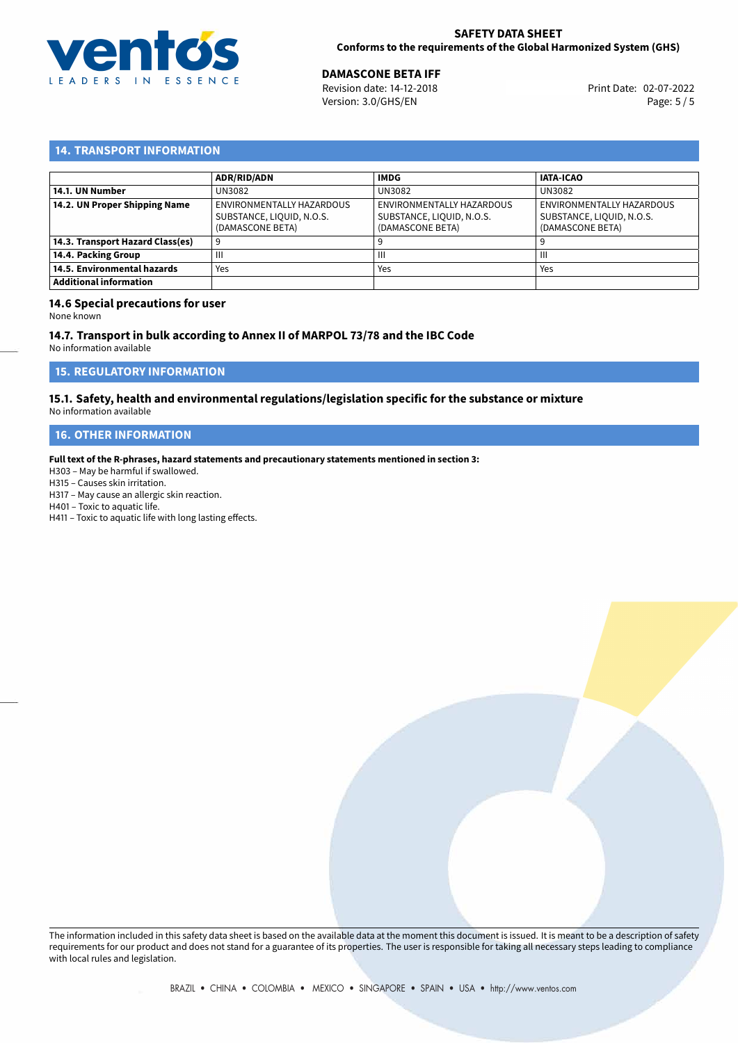## 14. TRANSPORT INFORMATION

| | ADR/RID/ADN | IMDG | IATA-ICAO |
|---|---|---|---|
| **14.1. UN Number** | UN3082 | UN3082 | UN3082 |
| **14.2. UN Proper Shipping Name** | ENVIRONMENTALLY HAZARDOUS SUBSTANCE, LIQUID, N.O.S. (DAMASCONE BETA) | ENVIRONMENTALLY HAZARDOUS SUBSTANCE, LIQUID, N.O.S. (DAMASCONE BETA) | ENVIRONMENTALLY HAZARDOUS SUBSTANCE, LIQUID, N.O.S. (DAMASCONE BETA) |
| **14.3. Transport Hazard Class(es)** | 9 | 9 | 9 |
| **14.4. Packing Group** | III | III | III |
| **14.5. Environmental hazards** | Yes | Yes | Yes |
| **Additional information** | | | |

### 14.6 Special precautions for user

None known

### 14.7. Transport in bulk according to Annex II of MARPOL 73/78 and the IBC Code

No information available

## 15. REGULATORY INFORMATION

### 15.1. Safety, health and environmental regulations/legislation specific for the substance or mixture

No information available

## 16. OTHER INFORMATION

**Full text of the R-phrases, hazard statements and precautionary statements mentioned in section 3:**

H303 – May be harmful if swallowed.
H315 – Causes skin irritation.
H317 – May cause an allergic skin reaction.
H401 – Toxic to aquatic life.
H411 – Toxic to aquatic life with long lasting effects.

The information included in this safety data sheet is based on the available data at the moment this document is issued. It is meant to be a description of safety requirements for our product and does not stand for a guarantee of its properties. The user is responsible for taking all necessary steps leading to compliance with local rules and legislation.